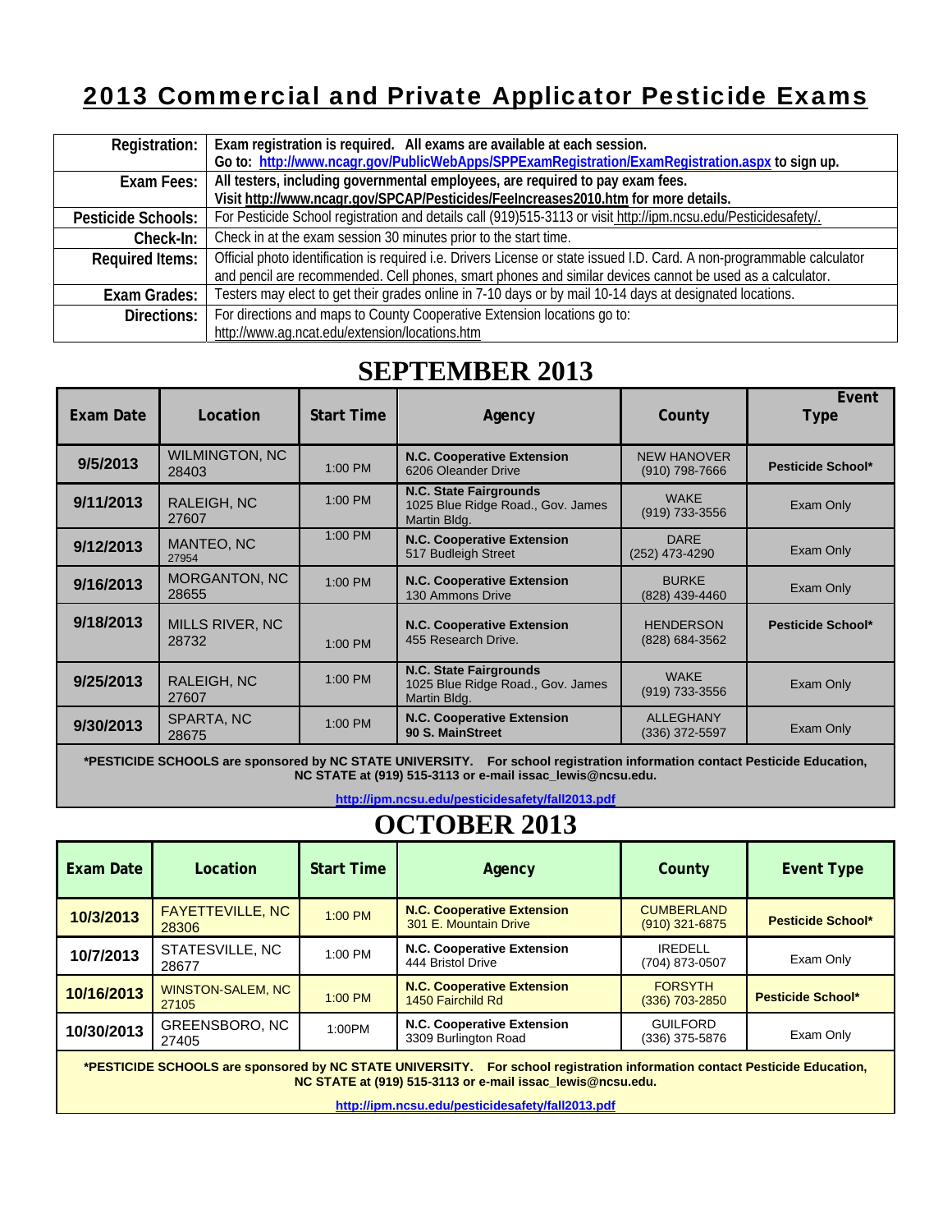# 2013 Commercial and Private Applicator Pesticide Exams

| | |
|---|---|
| **Registration:** | **Exam registration is required. All exams are available at each session.** **Go to: http://www.ncagr.gov/PublicWebApps/SPPExamRegistration/ExamRegistration.aspx to sign up.** |
| **Exam Fees:** | **All testers, including governmental employees, are required to pay exam fees.** **Visit http://www.ncagr.gov/SPCAP/Pesticides/FeeIncreases2010.htm for more details.** |
| **Pesticide Schools:** | For Pesticide School registration and details call (919)515-3113 or visit http://ipm.ncsu.edu/Pesticidesafety/. |
| **Check-In:** | Check in at the exam session 30 minutes prior to the start time. |
| **Required Items:** | Official photo identification is required i.e. Drivers License or state issued I.D. Card. A non-programmable calculator and pencil are recommended. Cell phones, smart phones and similar devices cannot be used as a calculator. |
| **Exam Grades:** | Testers may elect to get their grades online in 7-10 days or by mail 10-14 days at designated locations. |
| **Directions:** | For directions and maps to County Cooperative Extension locations go to: http://www.ag.ncat.edu/extension/locations.htm |

## SEPTEMBER 2013

| Exam Date | Location | Start Time | Agency | County | Event Type |
|---|---|---|---|---|---|
| **9/5/2013** | WILMINGTON, NC 28403 | 1:00 PM | **N.C. Cooperative Extension** 6206 Oleander Drive | NEW HANOVER (910) 798-7666 | **Pesticide School*** |
| **9/11/2013** | RALEIGH, NC 27607 | 1:00 PM | **N.C. State Fairgrounds** 1025 Blue Ridge Road., Gov. James Martin Bldg. | WAKE (919) 733-3556 | Exam Only |
| **9/12/2013** | MANTEO, NC 27954 | 1:00 PM | **N.C. Cooperative Extension** 517 Budleigh Street | DARE (252) 473-4290 | Exam Only |
| **9/16/2013** | MORGANTON, NC 28655 | 1:00 PM | **N.C. Cooperative Extension** 130 Ammons Drive | BURKE (828) 439-4460 | Exam Only |
| **9/18/2013** | MILLS RIVER, NC 28732 | 1:00 PM | **N.C. Cooperative Extension** 455 Research Drive. | HENDERSON (828) 684-3562 | **Pesticide School*** |
| **9/25/2013** | RALEIGH, NC 27607 | 1:00 PM | **N.C. State Fairgrounds** 1025 Blue Ridge Road., Gov. James Martin Bldg. | WAKE (919) 733-3556 | Exam Only |
| **9/30/2013** | SPARTA, NC 28675 | 1:00 PM | **N.C. Cooperative Extension** **90 S. MainStreet** | ALLEGHANY (336) 372-5597 | Exam Only |

**\*PESTICIDE SCHOOLS are sponsored by NC STATE UNIVERSITY. For school registration information contact Pesticide Education, NC STATE at (919) 515-3113 or e-mail issac_lewis@ncsu.edu.**

**http://ipm.ncsu.edu/pesticidesafety/fall2013.pdf**

## OCTOBER 2013

| Exam Date | Location | Start Time | Agency | County | Event Type |
|---|---|---|---|---|---|
| **10/3/2013** | FAYETTEVILLE, NC 28306 | 1:00 PM | **N.C. Cooperative Extension** 301 E. Mountain Drive | CUMBERLAND (910) 321-6875 | **Pesticide School*** |
| **10/7/2013** | STATESVILLE, NC 28677 | 1:00 PM | **N.C. Cooperative Extension** 444 Bristol Drive | IREDELL (704) 873-0507 | Exam Only |
| **10/16/2013** | WINSTON-SALEM, NC 27105 | 1:00 PM | **N.C. Cooperative Extension** 1450 Fairchild Rd | FORSYTH (336) 703-2850 | **Pesticide School*** |
| **10/30/2013** | GREENSBORO, NC 27405 | 1:00PM | **N.C. Cooperative Extension** 3309 Burlington Road | GUILFORD (336) 375-5876 | Exam Only |

**\*PESTICIDE SCHOOLS are sponsored by NC STATE UNIVERSITY. For school registration information contact Pesticide Education, NC STATE at (919) 515-3113 or e-mail issac_lewis@ncsu.edu.**

**http://ipm.ncsu.edu/pesticidesafety/fall2013.pdf**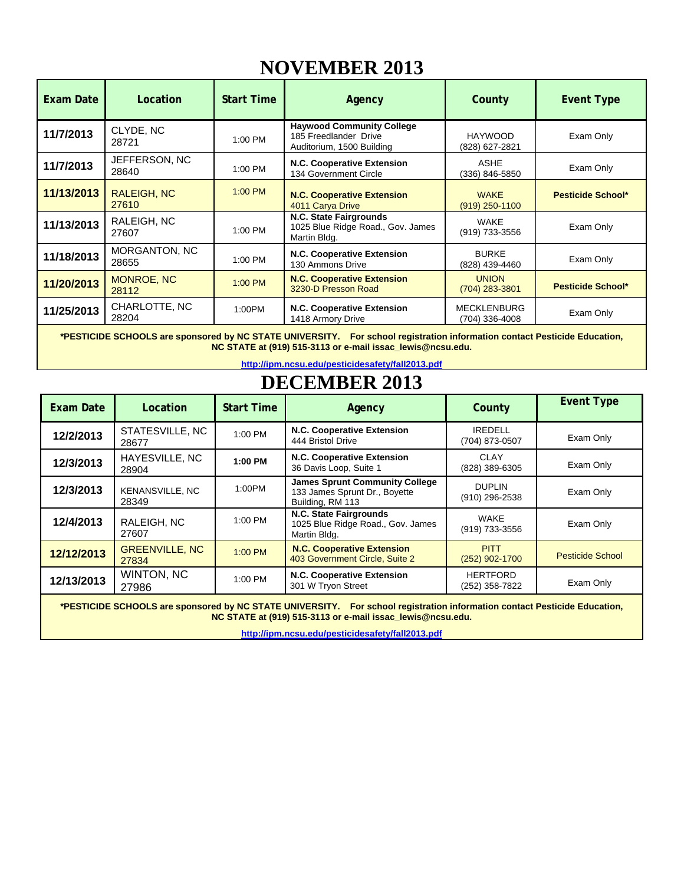# NOVEMBER 2013

| Exam Date | Location | Start Time | Agency | County | Event Type |
|---|---|---|---|---|---|
| 11/7/2013 | CLYDE, NC 28721 | 1:00 PM | **Haywood Community College** 185 Freedlander Drive Auditorium, 1500 Building | HAYWOOD (828) 627-2821 | Exam Only |
| 11/7/2013 | JEFFERSON, NC 28640 | 1:00 PM | **N.C. Cooperative Extension** 134 Government Circle | ASHE (336) 846-5850 | Exam Only |
| 11/13/2013 | RALEIGH, NC 27610 | 1:00 PM | **N.C. Cooperative Extension** 4011 Carya Drive | WAKE (919) 250-1100 | **Pesticide School*** |
| 11/13/2013 | RALEIGH, NC 27607 | 1:00 PM | **N.C. State Fairgrounds** 1025 Blue Ridge Road., Gov. James Martin Bldg. | WAKE (919) 733-3556 | Exam Only |
| 11/18/2013 | MORGANTON, NC 28655 | 1:00 PM | **N.C. Cooperative Extension** 130 Ammons Drive | BURKE (828) 439-4460 | Exam Only |
| 11/20/2013 | MONROE, NC 28112 | 1:00 PM | **N.C. Cooperative Extension** 3230-D Presson Road | UNION (704) 283-3801 | **Pesticide School*** |
| 11/25/2013 | CHARLOTTE, NC 28204 | 1:00PM | **N.C. Cooperative Extension** 1418 Armory Drive | MECKLENBURG (704) 336-4008 | Exam Only |

**\*PESTICIDE SCHOOLS are sponsored by NC STATE UNIVERSITY. For school registration information contact Pesticide Education, NC STATE at (919) 515-3113 or e-mail issac_lewis@ncsu.edu.**

**http://ipm.ncsu.edu/pesticidesafety/fall2013.pdf**

# DECEMBER 2013

| Exam Date | Location | Start Time | Agency | County | Event Type |
|---|---|---|---|---|---|
| 12/2/2013 | STATESVILLE, NC 28677 | 1:00 PM | **N.C. Cooperative Extension** 444 Bristol Drive | IREDELL (704) 873-0507 | Exam Only |
| 12/3/2013 | HAYESVILLE, NC 28904 | **1:00 PM** | **N.C. Cooperative Extension** 36 Davis Loop, Suite 1 | CLAY (828) 389-6305 | Exam Only |
| 12/3/2013 | KENANSVILLE, NC 28349 | 1:00PM | **James Sprunt Community College** 133 James Sprunt Dr., Boyette Building, RM 113 | DUPLIN (910) 296-2538 | Exam Only |
| 12/4/2013 | RALEIGH, NC 27607 | 1:00 PM | **N.C. State Fairgrounds** 1025 Blue Ridge Road., Gov. James Martin Bldg. | WAKE (919) 733-3556 | Exam Only |
| 12/12/2013 | GREENVILLE, NC 27834 | 1:00 PM | **N.C. Cooperative Extension** 403 Government Circle, Suite 2 | PITT (252) 902-1700 | Pesticide School |
| 12/13/2013 | WINTON, NC 27986 | 1:00 PM | **N.C. Cooperative Extension** 301 W Tryon Street | HERTFORD (252) 358-7822 | Exam Only |

**\*PESTICIDE SCHOOLS are sponsored by NC STATE UNIVERSITY. For school registration information contact Pesticide Education, NC STATE at (919) 515-3113 or e-mail issac_lewis@ncsu.edu.**

**http://ipm.ncsu.edu/pesticidesafety/fall2013.pdf**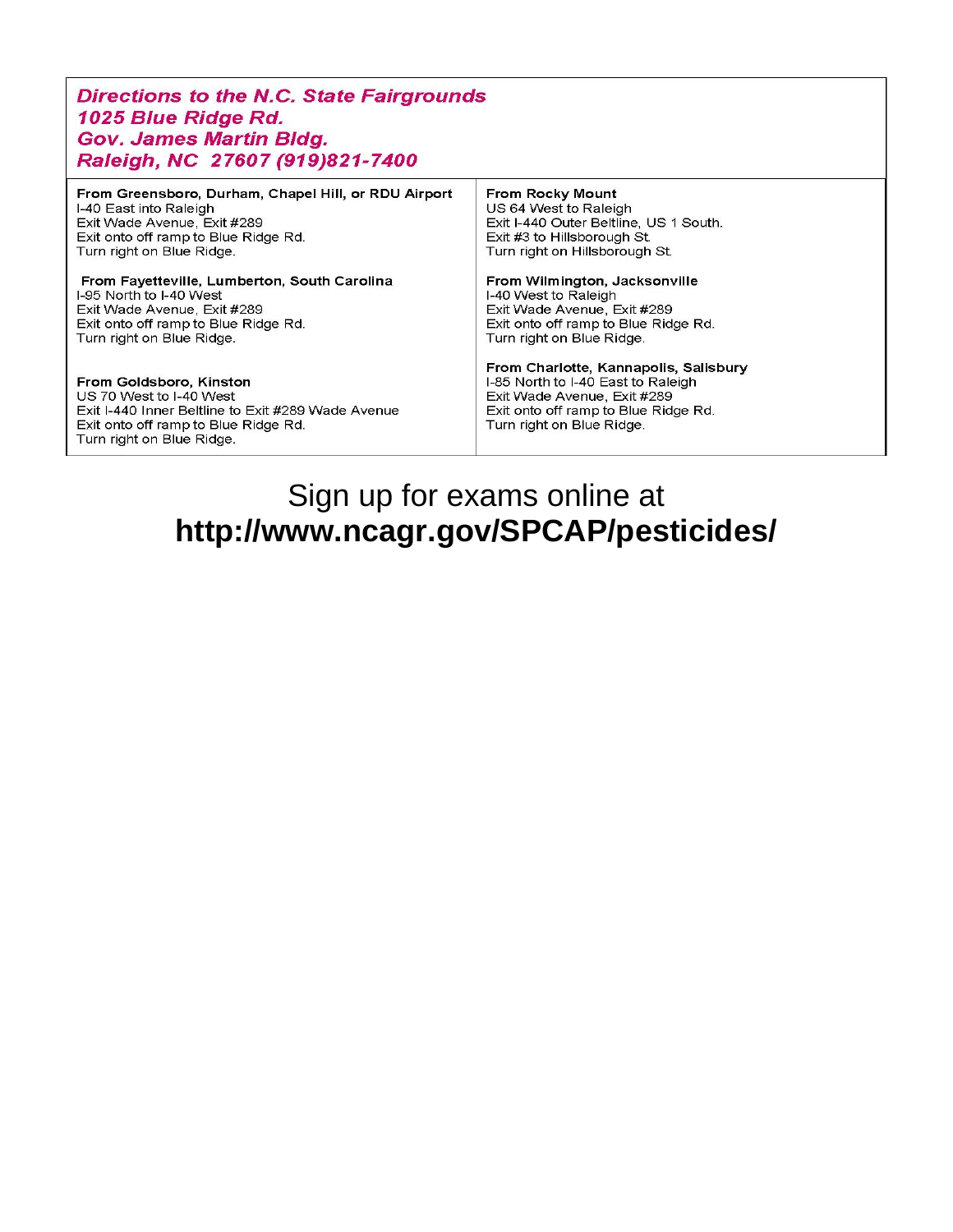## *Directions to the N.C. State Fairgrounds*
## *1025 Blue Ridge Rd.*
## *Gov. James Martin Bldg.*
## *Raleigh, NC 27607 (919)821-7400*

**From Greensboro, Durham, Chapel Hill, or RDU Airport**
I-40 East into Raleigh
Exit Wade Avenue, Exit #289
Exit onto off ramp to Blue Ridge Rd.
Turn right on Blue Ridge.

**From Fayetteville, Lumberton, South Carolina**
I-95 North to I-40 West
Exit Wade Avenue, Exit #289
Exit onto off ramp to Blue Ridge Rd.
Turn right on Blue Ridge.

**From Goldsboro, Kinston**
US 70 West to I-40 West
Exit I-440 Inner Beltline to Exit #289 Wade Avenue
Exit onto off ramp to Blue Ridge Rd.
Turn right on Blue Ridge.

**From Rocky Mount**
US 64 West to Raleigh
Exit I-440 Outer Beltline, US 1 South.
Exit #3 to Hillsborough St.
Turn right on Hillsborough St.

**From Wilmington, Jacksonville**
I-40 West to Raleigh
Exit Wade Avenue, Exit #289
Exit onto off ramp to Blue Ridge Rd.
Turn right on Blue Ridge.

**From Charlotte, Kannapolis, Salisbury**
I-85 North to I-40 East to Raleigh
Exit Wade Avenue, Exit #289
Exit onto off ramp to Blue Ridge Rd.
Turn right on Blue Ridge.

Sign up for exams online at
**http://www.ncagr.gov/SPCAP/pesticides/**